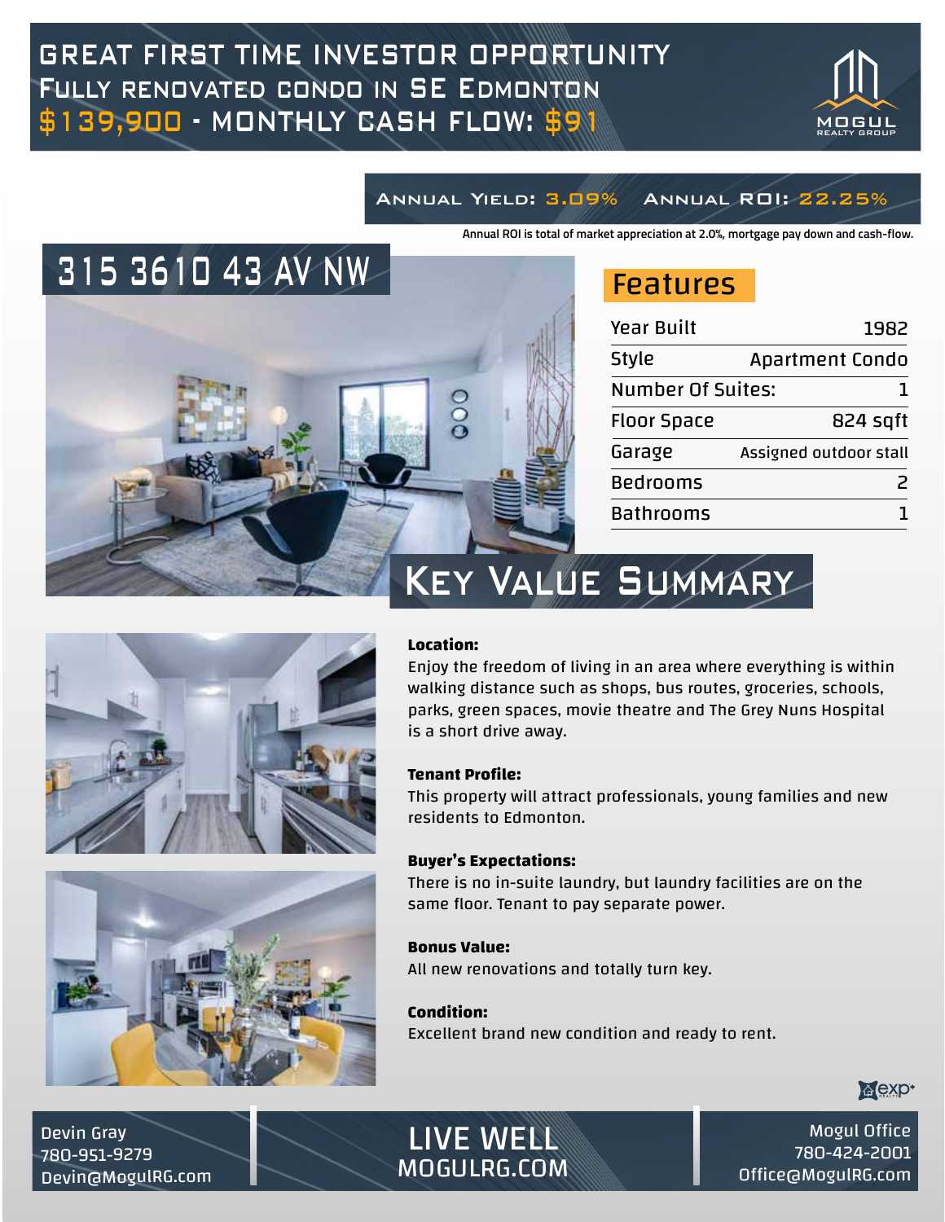# GREAT FIRST TIME INVESTOR OPPORTUNITY

## Fully renovated condo in SE Edmonton

## $139,900 - MONTHLY CASH FLOW: $91

MOGUL REALTY GROUP

**Annual Yield: 3.09%** **Annual ROI: 22.25%**

Annual ROI is total of market appreciation at 2.0%, mortgage pay down and cash-flow.

## 315 3610 43 AV NW

## Features

| | |
|---|---|
| Year Built | 1982 |
| Style | Apartment Condo |
| Number Of Suites: | 1 |
| Floor Space | 824 sqft |
| Garage | Assigned outdoor stall |
| Bedrooms | 2 |
| Bathrooms | 1 |

## Key Value Summary

**Location:**
Enjoy the freedom of living in an area where everything is within walking distance such as shops, bus routes, groceries, schools, parks, green spaces, movie theatre and The Grey Nuns Hospital is a short drive away.

**Tenant Profile:**
This property will attract professionals, young families and new residents to Edmonton.

**Buyer's Expectations:**
There is no in-suite laundry, but laundry facilities are on the same floor. Tenant to pay separate power.

**Bonus Value:**
All new renovations and totally turn key.

**Condition:**
Excellent brand new condition and ready to rent.

exp REALTY

Devin Gray
780-951-9279
Devin@MogulRG.com

LIVE WELL
MOGULRG.COM

Mogul Office
780-424-2001
Office@MogulRG.com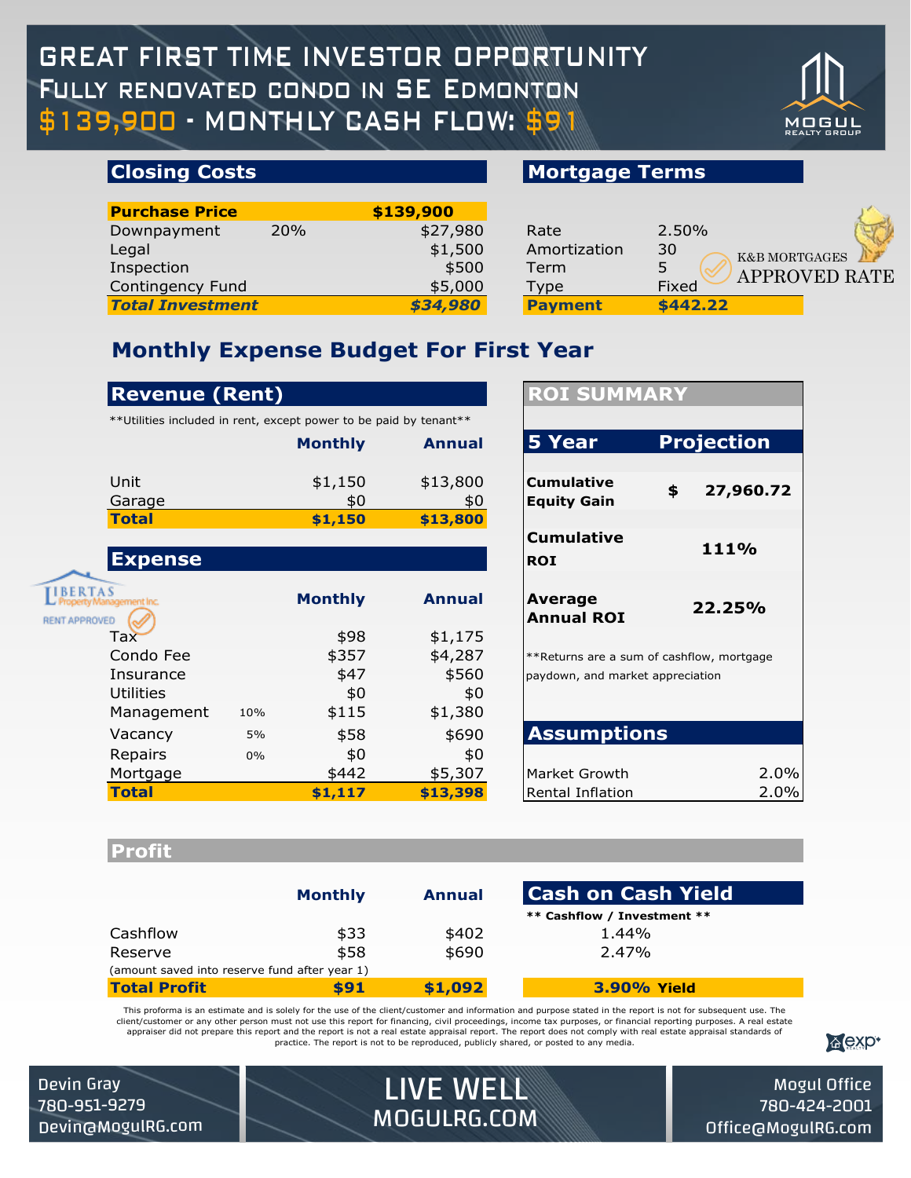# GREAT FIRST TIME INVESTOR OPPORTUNITY

## Fully renovated condo in SE Edmonton

## $139,900 - MONTHLY CASH FLOW: $91

MOGUL REALTY GROUP

### Closing Costs

| | | |
|---|---|---|
| **Purchase Price** | | **$139,900** |
| Downpayment | 20% | $27,980 |
| Legal | | $1,500 |
| Inspection | | $500 |
| Contingency Fund | | $5,000 |
| ***Total Investment*** | | ***$34,980*** |

### Mortgage Terms

| | |
|---|---|
| Rate | 2.50% |
| Amortization | 30 |
| Term | 5 |
| Type | Fixed |
| **Payment** | **$442.22** |

K&B MORTGAGES APPROVED RATE

## Monthly Expense Budget For First Year

### Revenue (Rent)

**Utilities included in rent, except power to be paid by tenant**

| | Monthly | Annual |
|---|---|---|
| Unit | $1,150 | $13,800 |
| Garage | $0 | $0 |
| **Total** | **$1,150** | **$13,800** |

### Expense

LIBERTAS Property Management Inc. RENT APPROVED

| | | Monthly | Annual |
|---|---|---|---|
| Tax | | $98 | $1,175 |
| Condo Fee | | $357 | $4,287 |
| Insurance | | $47 | $560 |
| Utilities | | $0 | $0 |
| Management | 10% | $115 | $1,380 |
| Vacancy | 5% | $58 | $690 |
| Repairs | 0% | $0 | $0 |
| Mortgage | | $442 | $5,307 |
| **Total** | | **$1,117** | **$13,398** |

### ROI SUMMARY

| 5 Year | Projection |
|---|---|
| **Cumulative Equity Gain** | **$ 27,960.72** |
| **Cumulative ROI** | **111%** |
| **Average Annual ROI** | **22.25%** |

**Returns are a sum of cashflow, mortgage paydown, and market appreciation

### Assumptions

| | |
|---|---|
| Market Growth | 2.0% |
| Rental Inflation | 2.0% |

### Profit

| | Monthly | Annual |
|---|---|---|
| Cashflow | $33 | $402 |
| Reserve | $58 | $690 |
| (amount saved into reserve fund after year 1) | | |
| **Total Profit** | **$91** | **$1,092** |

### Cash on Cash Yield

** Cashflow / Investment **

| |
|---|
| 1.44% |
| 2.47% |
| **3.90% Yield** |

This proforma is an estimate and is solely for the use of the client/customer and information and purpose stated in the report is not for subsequent use. The client/customer or any other person must not use this report for financing, civil proceedings, income tax purposes, or financial reporting purposes. A real estate appraiser did not prepare this report and the report is not a real estate appraisal report. The report does not comply with real estate appraisal standards of practice. The report is not to be reproduced, publicly shared, or posted to any media.

exp REALTY

Devin Gray
780-951-9279
Devin@MogulRG.com

LIVE WELL
MOGULRG.COM

Mogul Office
780-424-2001
Office@MogulRG.com